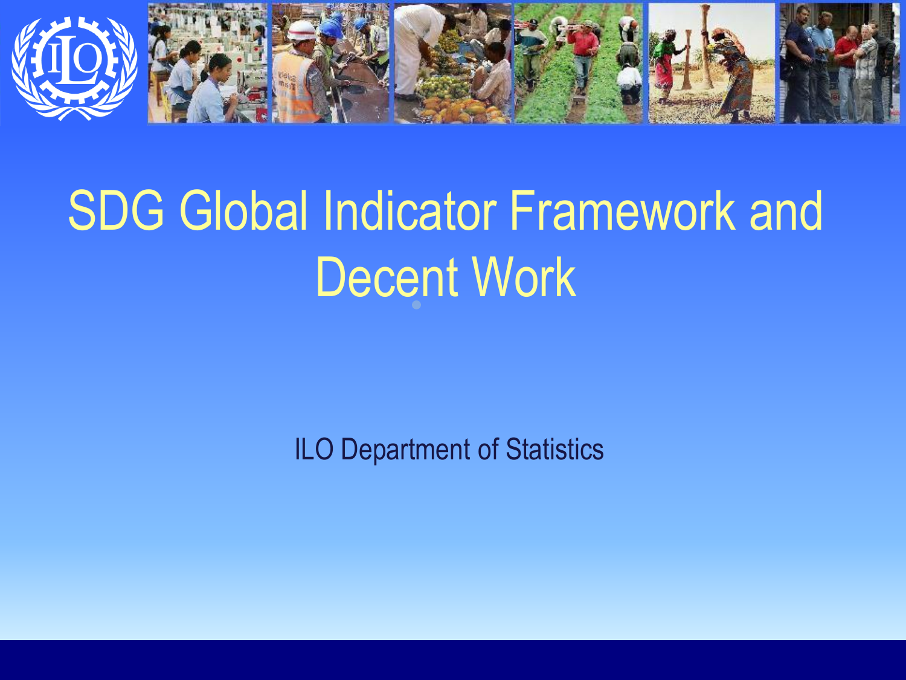# SDG Global Indicator Framework and Decent Work

ILO Department of Statistics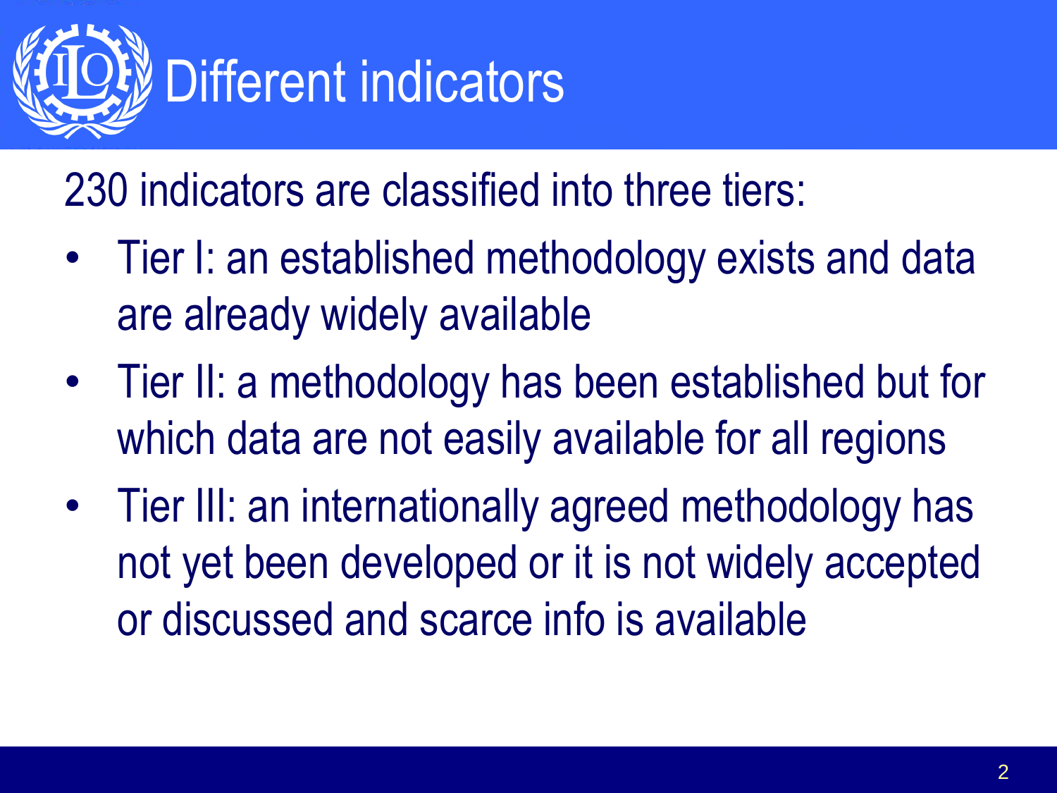# Different indicators

230 indicators are classified into three tiers:

- Tier I: an established methodology exists and data are already widely available
- Tier II: a methodology has been established but for which data are not easily available for all regions
- Tier III: an internationally agreed methodology has not yet been developed or it is not widely accepted or discussed and scarce info is available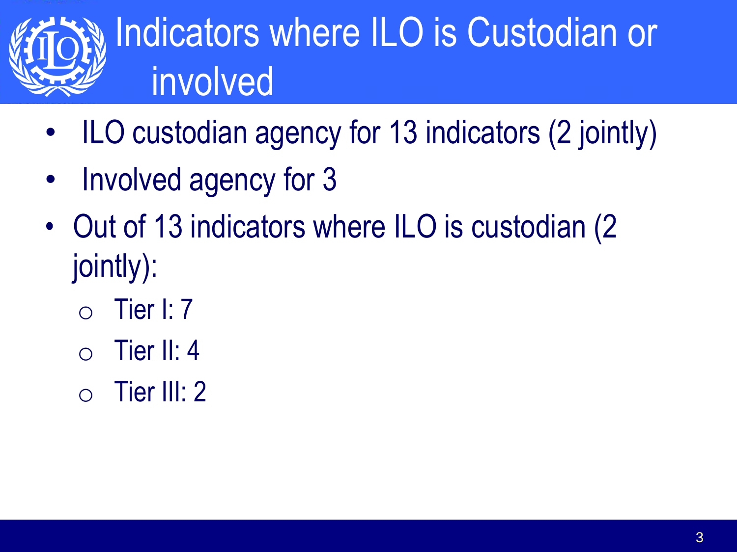# Indicators where ILO is Custodian or involved

- ILO custodian agency for 13 indicators (2 jointly)
- Involved agency for 3
- Out of 13 indicators where ILO is custodian (2 jointly):
    - Tier I: 7
    - Tier II: 4
    - Tier III: 2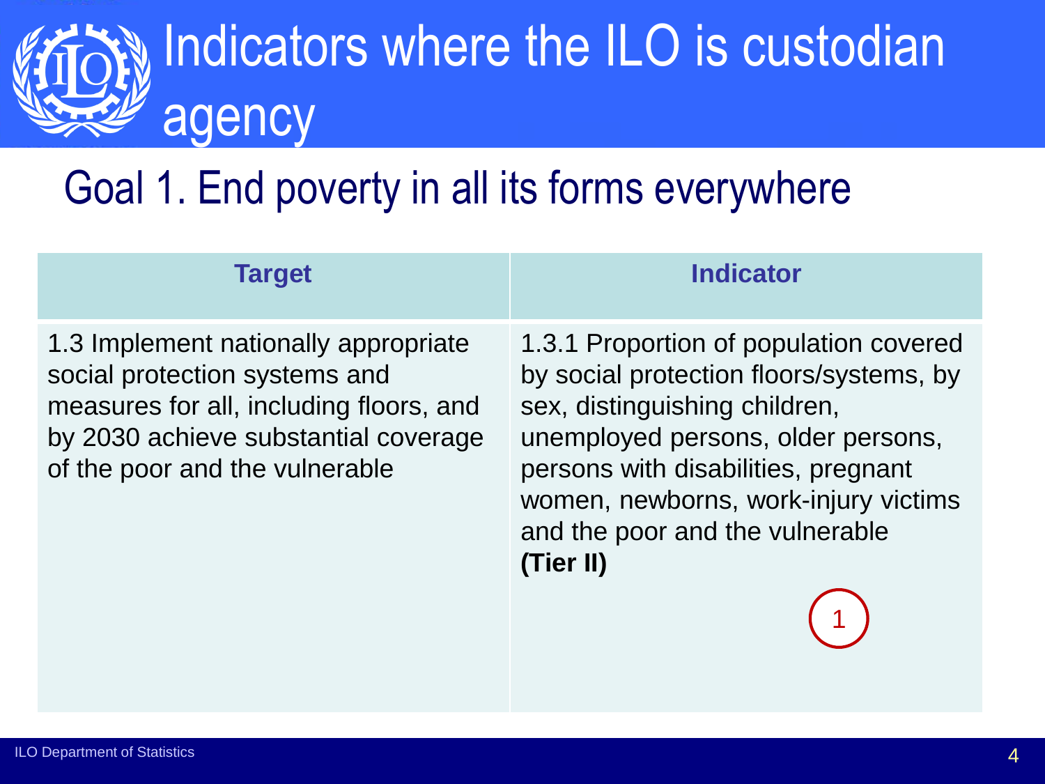# Indicators where the ILO is custodian agency

## Goal 1. End poverty in all its forms everywhere

| Target | Indicator |
|---|---|
| 1.3 Implement nationally appropriate social protection systems and measures for all, including floors, and by 2030 achieve substantial coverage of the poor and the vulnerable | 1.3.1 Proportion of population covered by social protection floors/systems, by sex, distinguishing children, unemployed persons, older persons, persons with disabilities, pregnant women, newborns, work-injury victims and the poor and the vulnerable **(Tier II)** 1 |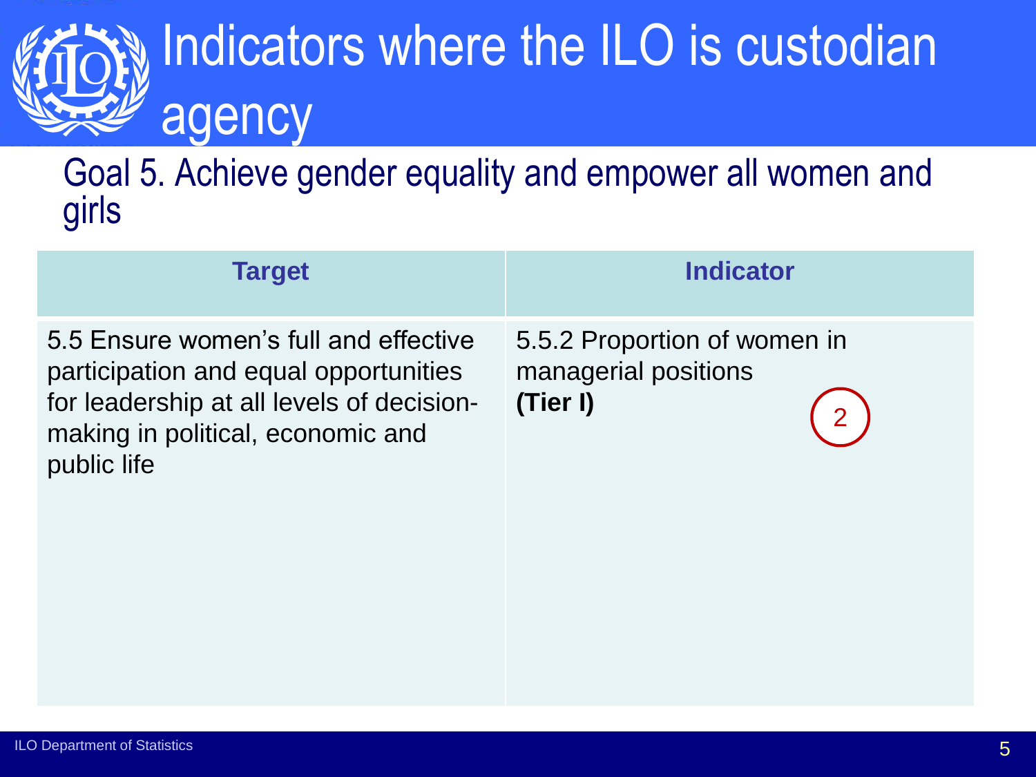# Indicators where the ILO is custodian agency

## Goal 5. Achieve gender equality and empower all women and girls

| Target | Indicator |
|---|---|
| 5.5 Ensure women's full and effective participation and equal opportunities for leadership at all levels of decision-making in political, economic and public life | 5.5.2 Proportion of women in managerial positions **(Tier I)** 2 |

ILO Department of Statistics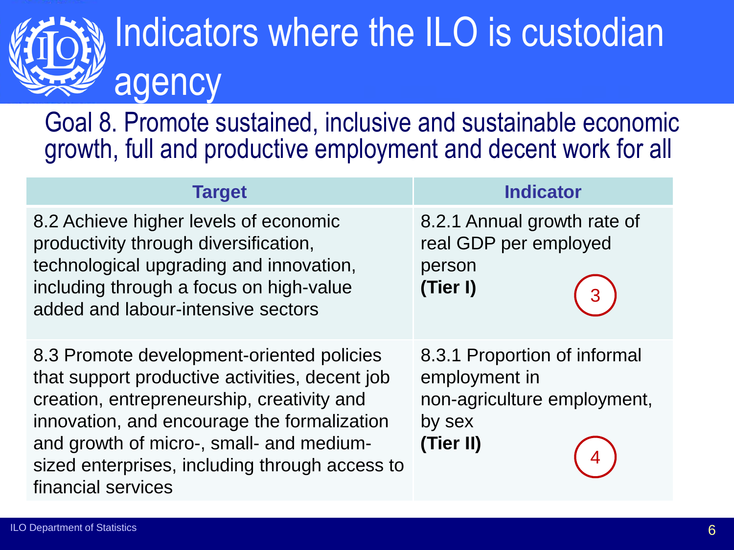# Indicators where the ILO is custodian agency

## Goal 8. Promote sustained, inclusive and sustainable economic growth, full and productive employment and decent work for all

| Target | Indicator |
|---|---|
| 8.2 Achieve higher levels of economic productivity through diversification, technological upgrading and innovation, including through a focus on high-value added and labour-intensive sectors | 8.2.1 Annual growth rate of real GDP per employed person **(Tier I)** 3 |
| 8.3 Promote development-oriented policies that support productive activities, decent job creation, entrepreneurship, creativity and innovation, and encourage the formalization and growth of micro-, small- and medium-sized enterprises, including through access to financial services | 8.3.1 Proportion of informal employment in non-agriculture employment, by sex **(Tier II)** 4 |

ILO Department of Statistics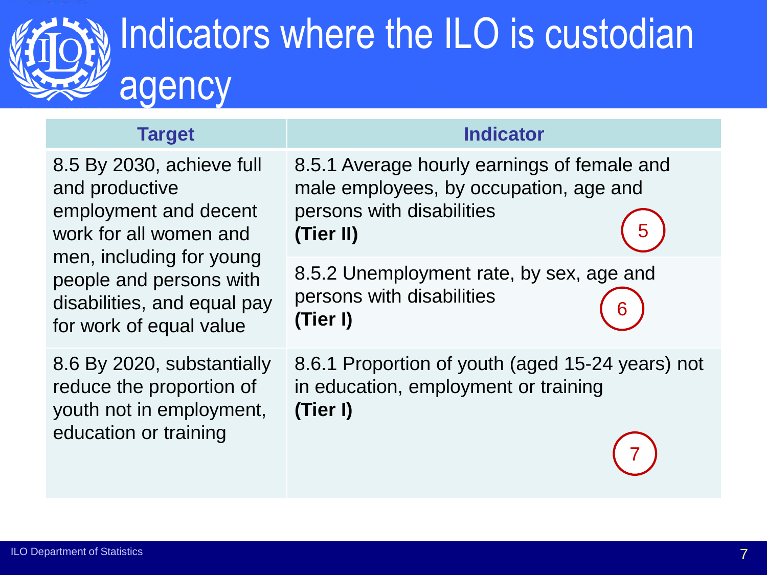# Indicators where the ILO is custodian agency

| Target | Indicator |
|---|---|
| 8.5 By 2030, achieve full and productive employment and decent work for all women and men, including for young people and persons with disabilities, and equal pay for work of equal value | 8.5.1 Average hourly earnings of female and male employees, by occupation, age and persons with disabilities **(Tier II)** 5 |
| | 8.5.2 Unemployment rate, by sex, age and persons with disabilities **(Tier I)** 6 |
| 8.6 By 2020, substantially reduce the proportion of youth not in employment, education or training | 8.6.1 Proportion of youth (aged 15-24 years) not in education, employment or training **(Tier I)** 7 |

ILO Department of Statistics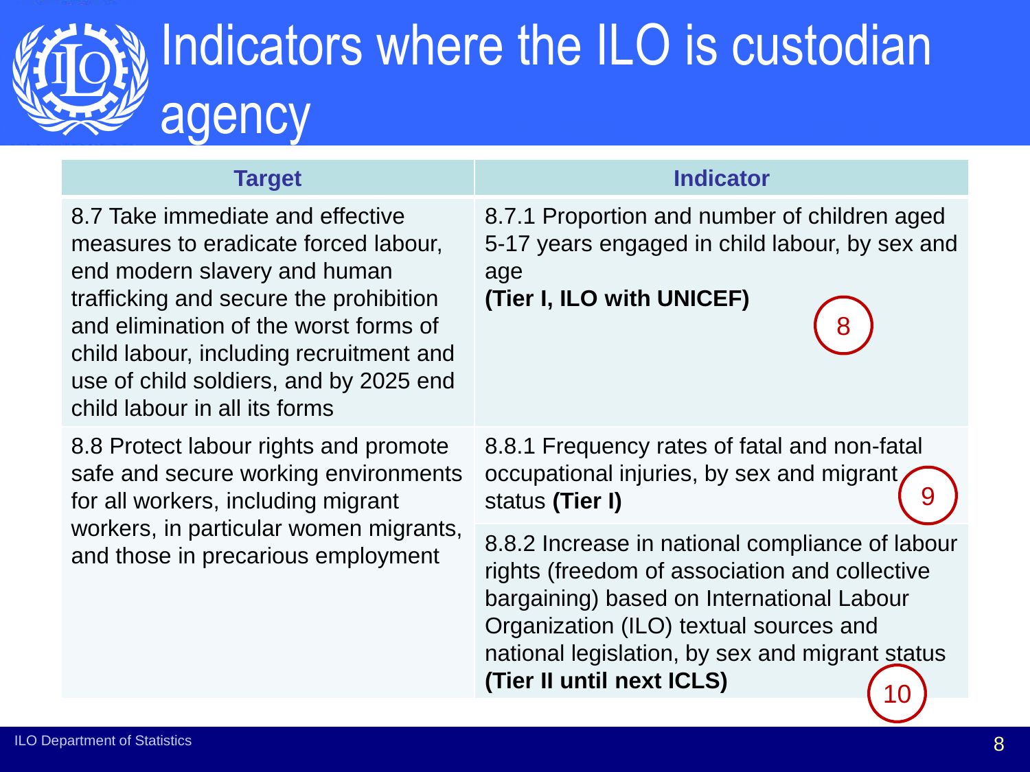# Indicators where the ILO is custodian agency

| Target | Indicator |
|---|---|
| 8.7 Take immediate and effective measures to eradicate forced labour, end modern slavery and human trafficking and secure the prohibition and elimination of the worst forms of child labour, including recruitment and use of child soldiers, and by 2025 end child labour in all its forms | 8.7.1 Proportion and number of children aged 5-17 years engaged in child labour, by sex and age **(Tier I, ILO with UNICEF)** 8 |
| 8.8 Protect labour rights and promote safe and secure working environments for all workers, including migrant workers, in particular women migrants, and those in precarious employment | 8.8.1 Frequency rates of fatal and non-fatal occupational injuries, by sex and migrant status **(Tier I)** 9 |
| | 8.8.2 Increase in national compliance of labour rights (freedom of association and collective bargaining) based on International Labour Organization (ILO) textual sources and national legislation, by sex and migrant status **(Tier II until next ICLS)** 10 |

ILO Department of Statistics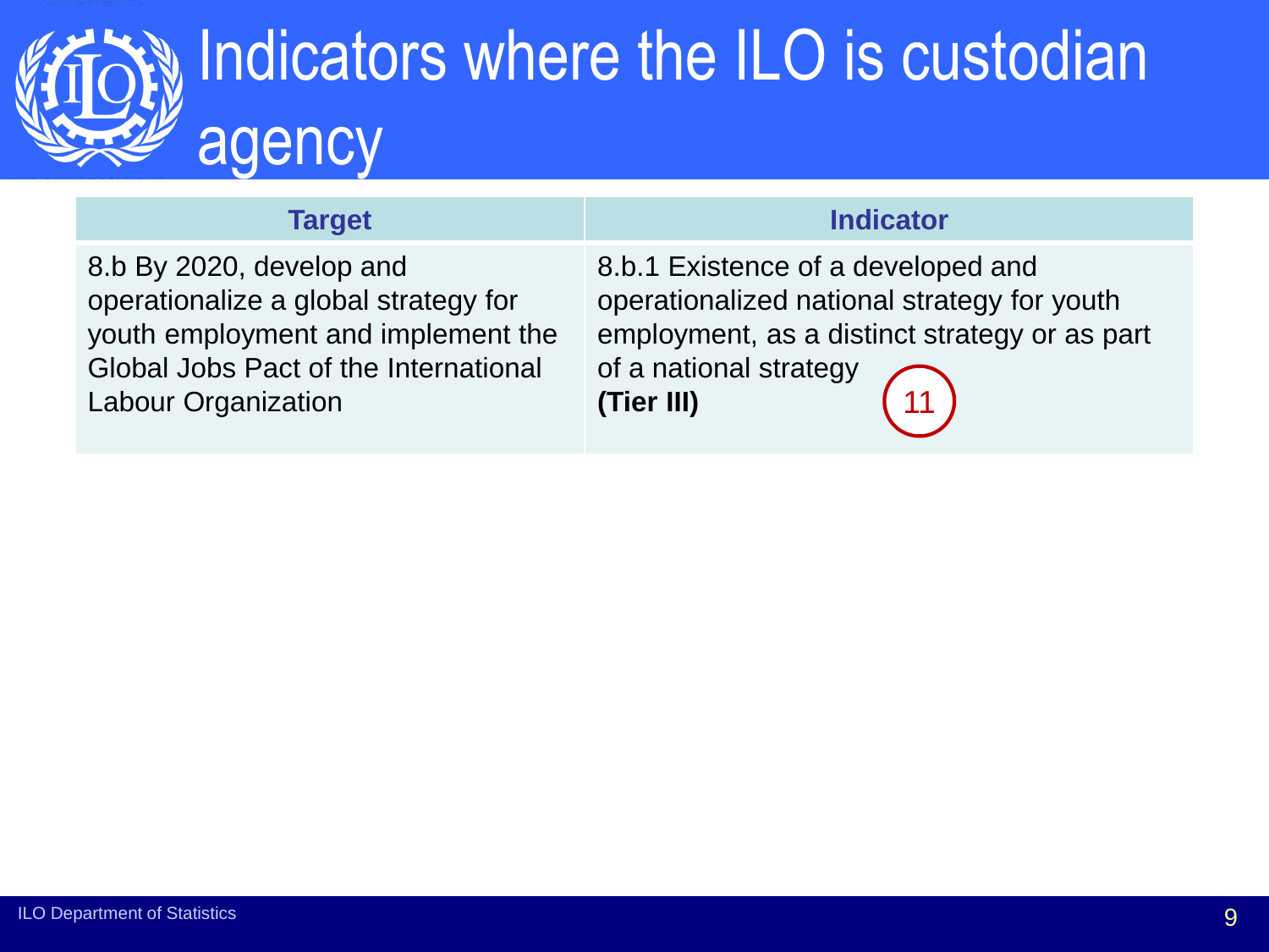# Indicators where the ILO is custodian agency

| Target | Indicator |
|---|---|
| 8.b By 2020, develop and operationalize a global strategy for youth employment and implement the Global Jobs Pact of the International Labour Organization | 8.b.1 Existence of a developed and operationalized national strategy for youth employment, as a distinct strategy or as part of a national strategy **(Tier III)** 11 |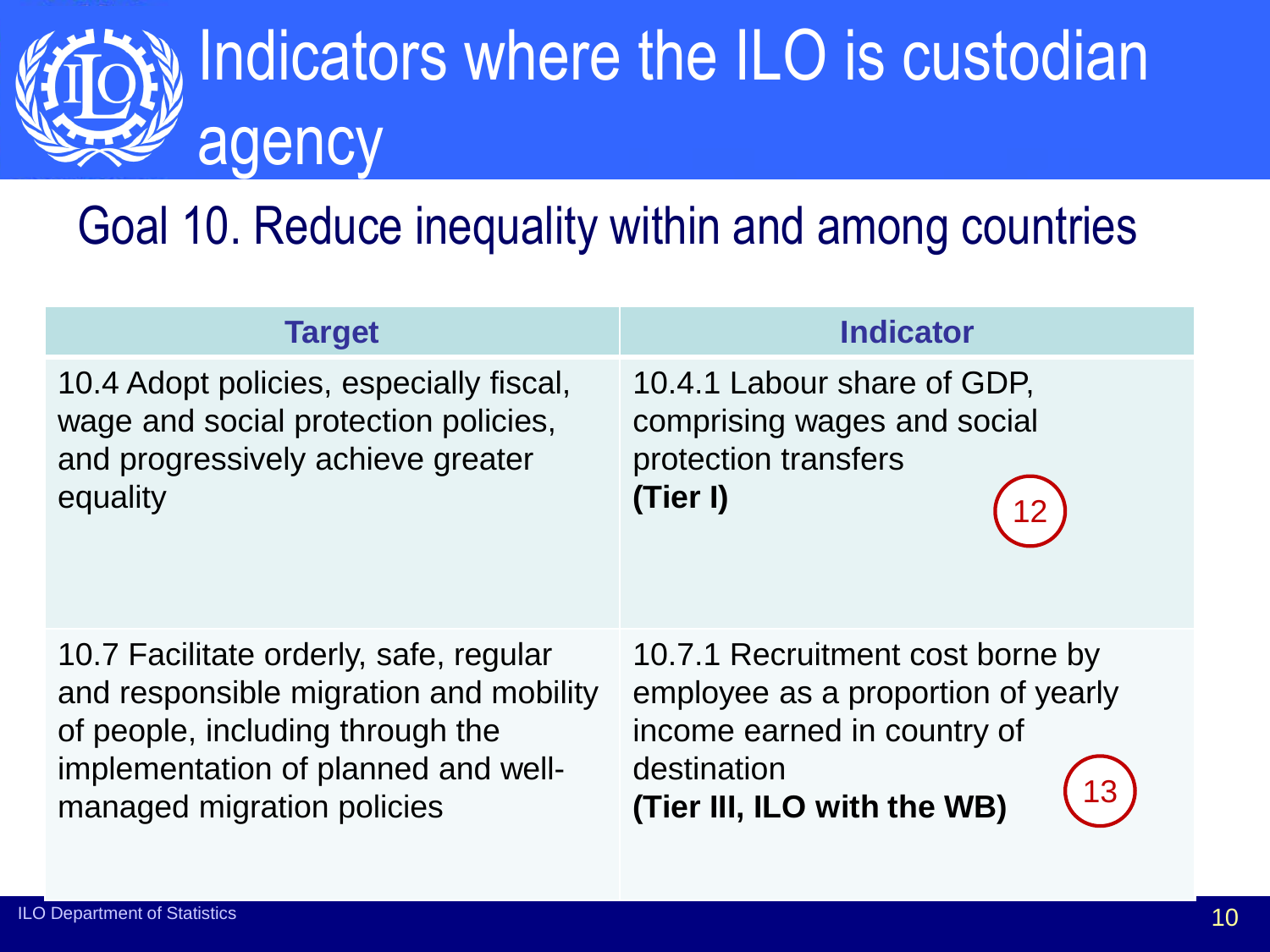# Indicators where the ILO is custodian agency

## Goal 10. Reduce inequality within and among countries

| Target | Indicator |
|---|---|
| 10.4 Adopt policies, especially fiscal, wage and social protection policies, and progressively achieve greater equality | 10.4.1 Labour share of GDP, comprising wages and social protection transfers **(Tier I)** 12 |
| 10.7 Facilitate orderly, safe, regular and responsible migration and mobility of people, including through the implementation of planned and well-managed migration policies | 10.7.1 Recruitment cost borne by employee as a proportion of yearly income earned in country of destination **(Tier III, ILO with the WB)** 13 |

ILO Department of Statistics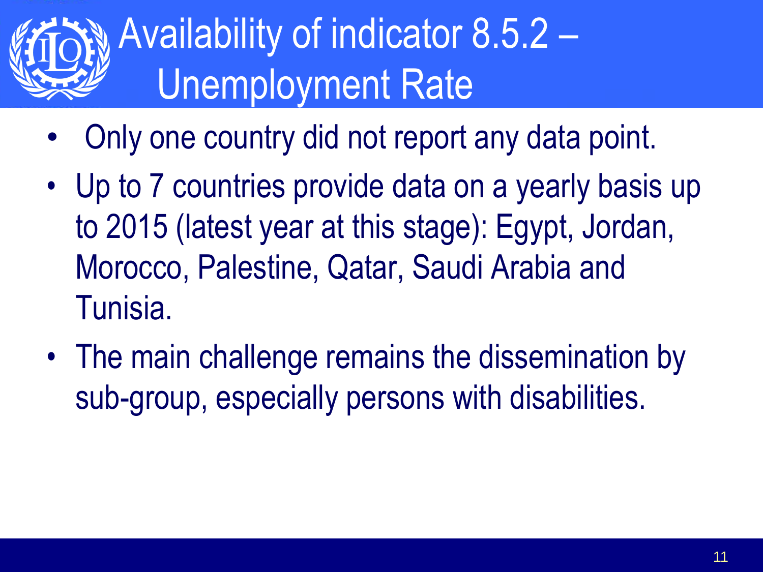# Availability of indicator 8.5.2 – Unemployment Rate

- Only one country did not report any data point.
- Up to 7 countries provide data on a yearly basis up to 2015 (latest year at this stage): Egypt, Jordan, Morocco, Palestine, Qatar, Saudi Arabia and Tunisia.
- The main challenge remains the dissemination by sub-group, especially persons with disabilities.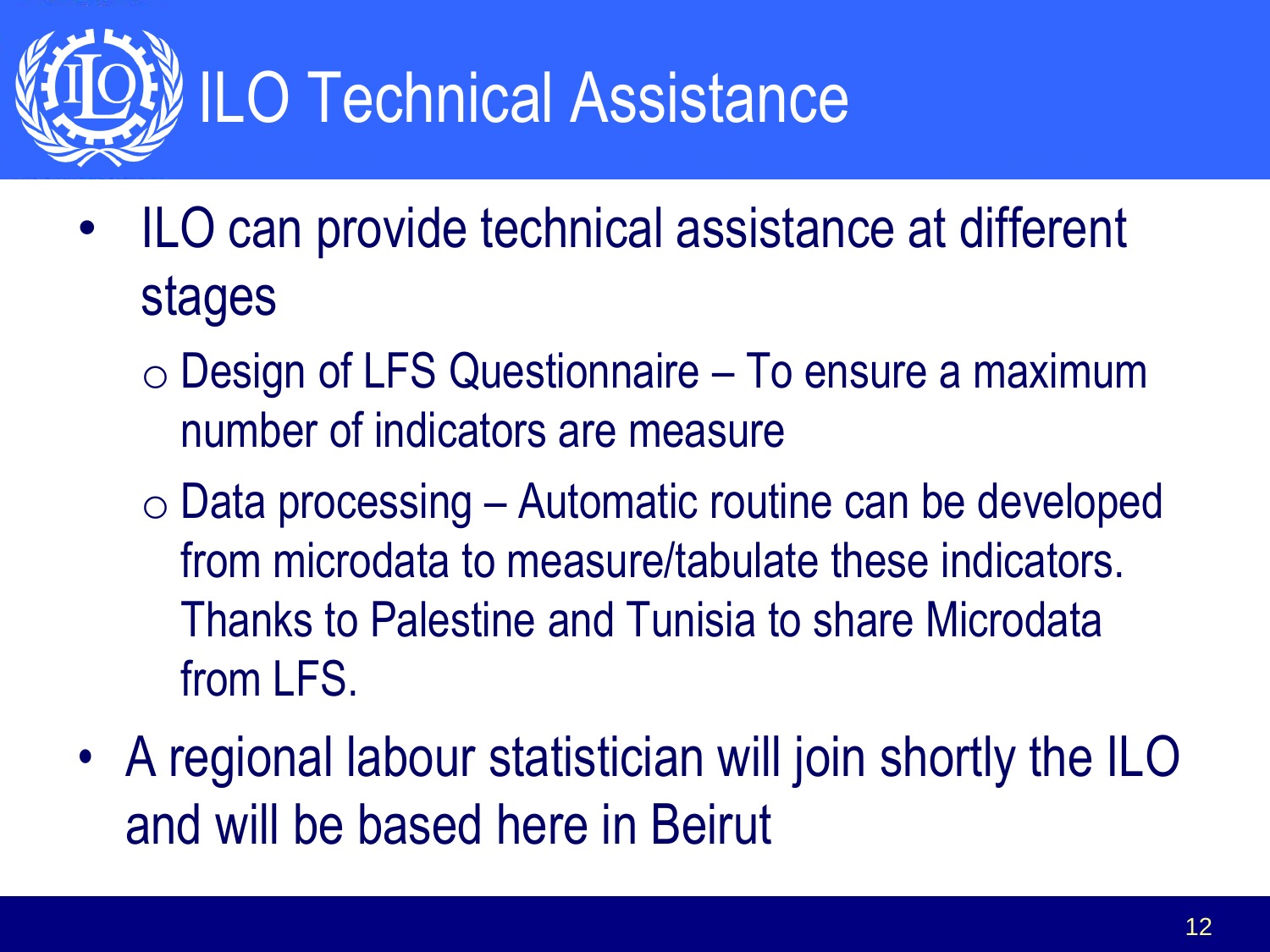# ILO Technical Assistance

- ILO can provide technical assistance at different stages
  - Design of LFS Questionnaire – To ensure a maximum number of indicators are measure
  - Data processing – Automatic routine can be developed from microdata to measure/tabulate these indicators. Thanks to Palestine and Tunisia to share Microdata from LFS.
- A regional labour statistician will join shortly the ILO and will be based here in Beirut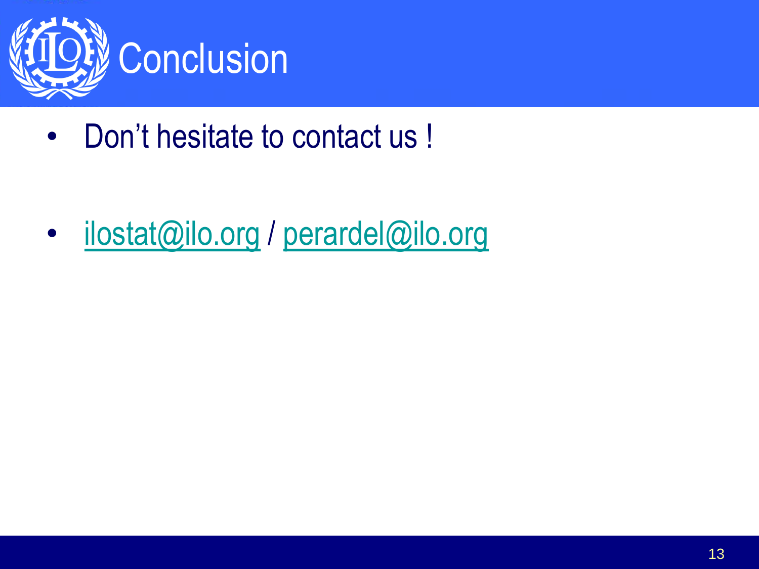# Conclusion

- Don’t hesitate to contact us !

- ilostat@ilo.org / perardel@ilo.org